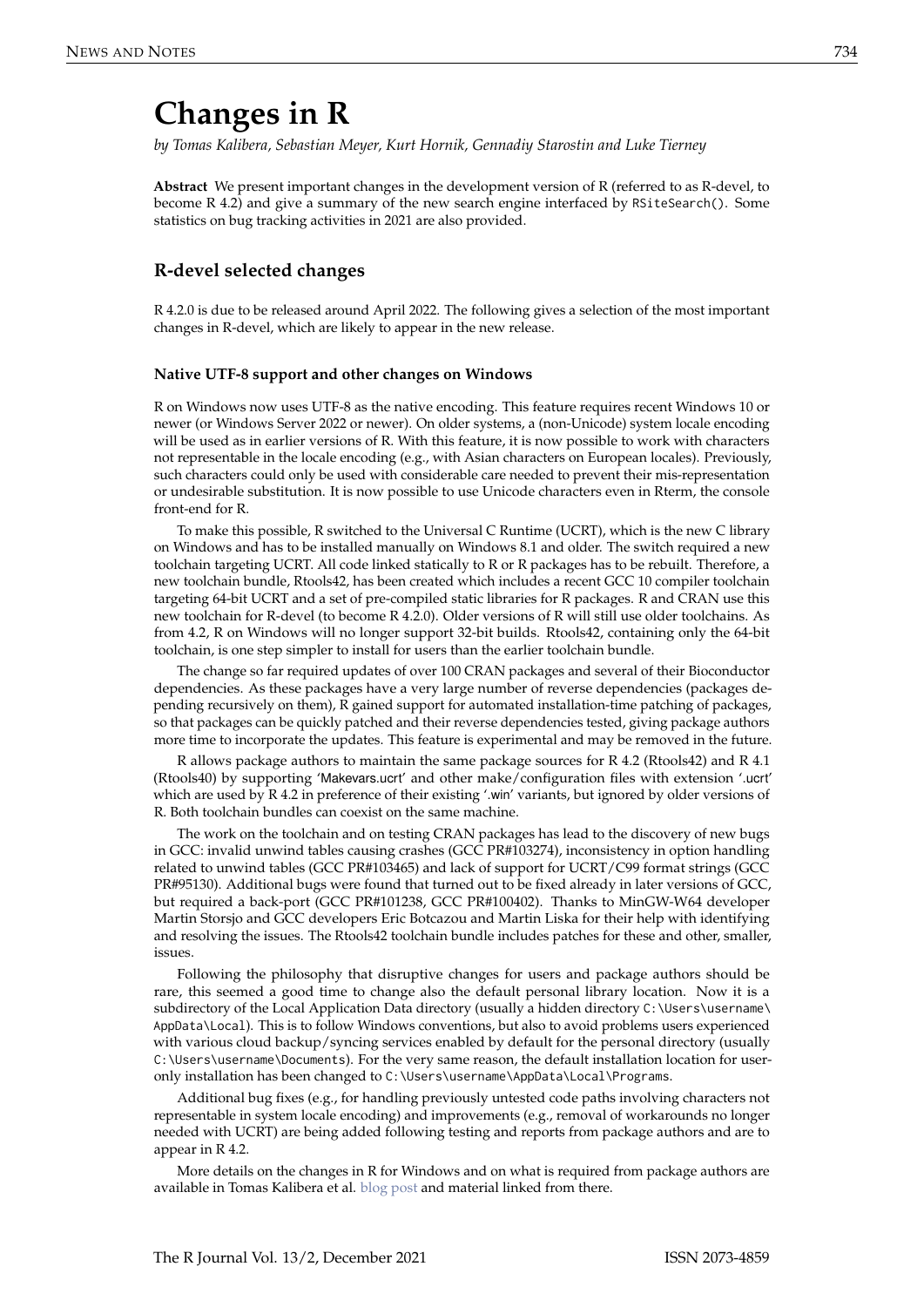# Changes in R

*by Tomas Kalibera, Sebastian Meyer, Kurt Hornik, Gennadiy Starostin and Luke Tierney*

**Abstract** We present important changes in the development version of R (referred to as R-devel, to become R 4.2) and give a summary of the new search engine interfaced by `RSiteSearch()`. Some statistics on bug tracking activities in 2021 are also provided.

## R-devel selected changes

R 4.2.0 is due to be released around April 2022. The following gives a selection of the most important changes in R-devel, which are likely to appear in the new release.

### Native UTF-8 support and other changes on Windows

R on Windows now uses UTF-8 as the native encoding. This feature requires recent Windows 10 or newer (or Windows Server 2022 or newer). On older systems, a (non-Unicode) system locale encoding will be used as in earlier versions of R. With this feature, it is now possible to work with characters not representable in the locale encoding (e.g., with Asian characters on European locales). Previously, such characters could only be used with considerable care needed to prevent their mis-representation or undesirable substitution. It is now possible to use Unicode characters even in Rterm, the console front-end for R.

To make this possible, R switched to the Universal C Runtime (UCRT), which is the new C library on Windows and has to be installed manually on Windows 8.1 and older. The switch required a new toolchain targeting UCRT. All code linked statically to R or R packages has to be rebuilt. Therefore, a new toolchain bundle, Rtools42, has been created which includes a recent GCC 10 compiler toolchain targeting 64-bit UCRT and a set of pre-compiled static libraries for R packages. R and CRAN use this new toolchain for R-devel (to become R 4.2.0). Older versions of R will still use older toolchains. As from 4.2, R on Windows will no longer support 32-bit builds. Rtools42, containing only the 64-bit toolchain, is one step simpler to install for users than the earlier toolchain bundle.

The change so far required updates of over 100 CRAN packages and several of their Bioconductor dependencies. As these packages have a very large number of reverse dependencies (packages depending recursively on them), R gained support for automated installation-time patching of packages, so that packages can be quickly patched and their reverse dependencies tested, giving package authors more time to incorporate the updates. This feature is experimental and may be removed in the future.

R allows package authors to maintain the same package sources for R 4.2 (Rtools42) and R 4.1 (Rtools40) by supporting 'Makevars.ucrt' and other make/configuration files with extension '.ucrt' which are used by R 4.2 in preference of their existing '.win' variants, but ignored by older versions of R. Both toolchain bundles can coexist on the same machine.

The work on the toolchain and on testing CRAN packages has lead to the discovery of new bugs in GCC: invalid unwind tables causing crashes (GCC PR#103274), inconsistency in option handling related to unwind tables (GCC PR#103465) and lack of support for UCRT/C99 format strings (GCC PR#95130). Additional bugs were found that turned out to be fixed already in later versions of GCC, but required a back-port (GCC PR#101238, GCC PR#100402). Thanks to MinGW-W64 developer Martin Storsjo and GCC developers Eric Botcazou and Martin Liska for their help with identifying and resolving the issues. The Rtools42 toolchain bundle includes patches for these and other, smaller, issues.

Following the philosophy that disruptive changes for users and package authors should be rare, this seemed a good time to change also the default personal library location. Now it is a subdirectory of the Local Application Data directory (usually a hidden directory `C:\Users\username\AppData\Local`). This is to follow Windows conventions, but also to avoid problems users experienced with various cloud backup/syncing services enabled by default for the personal directory (usually `C:\Users\username\Documents`). For the very same reason, the default installation location for user-only installation has been changed to `C:\Users\username\AppData\Local\Programs`.

Additional bug fixes (e.g., for handling previously untested code paths involving characters not representable in system locale encoding) and improvements (e.g., removal of workarounds no longer needed with UCRT) are being added following testing and reports from package authors and are to appear in R 4.2.

More details on the changes in R for Windows and on what is required from package authors are available in Tomas Kalibera et al. blog post and material linked from there.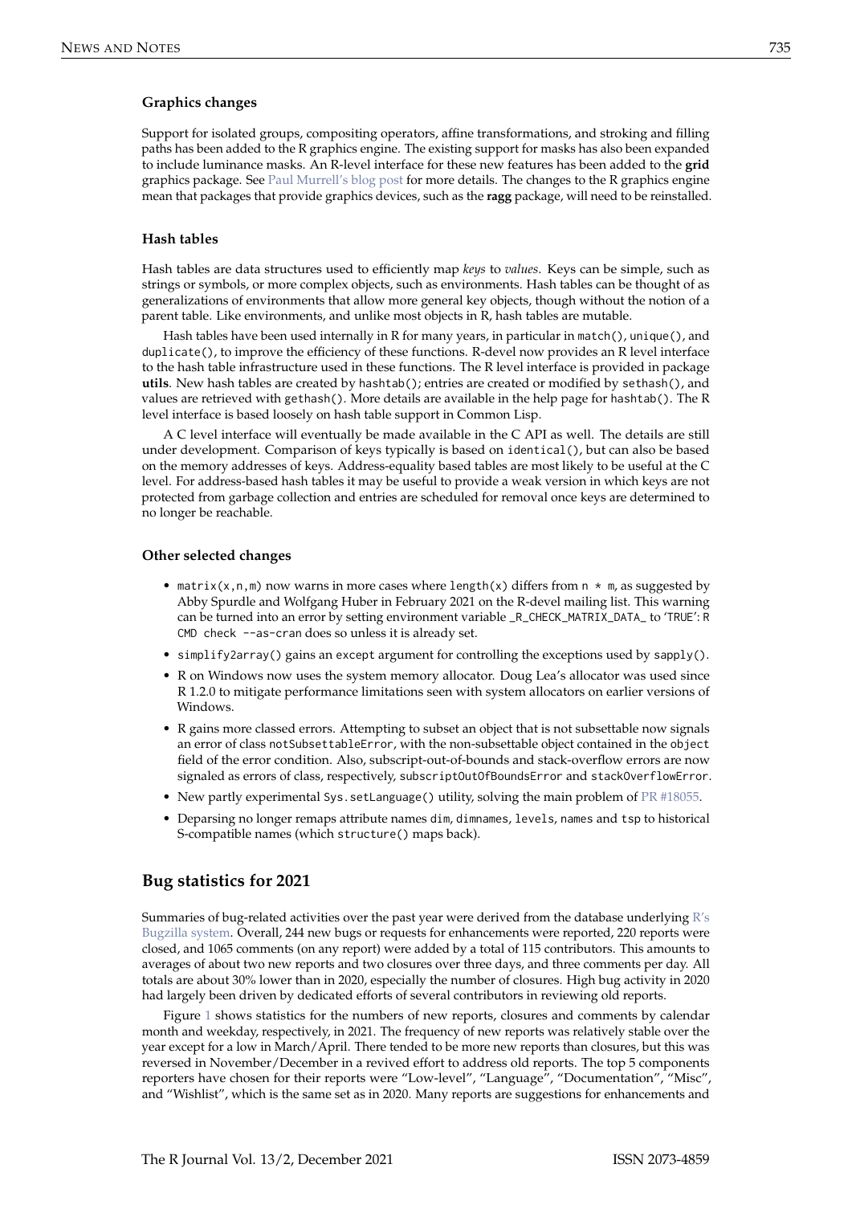### Graphics changes

Support for isolated groups, compositing operators, affine transformations, and stroking and filling paths has been added to the R graphics engine. The existing support for masks has also been expanded to include luminance masks. An R-level interface for these new features has been added to the **grid** graphics package. See Paul Murrell's blog post for more details. The changes to the R graphics engine mean that packages that provide graphics devices, such as the **ragg** package, will need to be reinstalled.

### Hash tables

Hash tables are data structures used to efficiently map *keys* to *values*. Keys can be simple, such as strings or symbols, or more complex objects, such as environments. Hash tables can be thought of as generalizations of environments that allow more general key objects, though without the notion of a parent table. Like environments, and unlike most objects in R, hash tables are mutable.

Hash tables have been used internally in R for many years, in particular in `match()`, `unique()`, and `duplicate()`, to improve the efficiency of these functions. R-devel now provides an R level interface to the hash table infrastructure used in these functions. The R level interface is provided in package **utils**. New hash tables are created by `hashtab()`; entries are created or modified by `sethash()`, and values are retrieved with `gethash()`. More details are available in the help page for `hashtab()`. The R level interface is based loosely on hash table support in Common Lisp.

A C level interface will eventually be made available in the C API as well. The details are still under development. Comparison of keys typically is based on `identical()`, but can also be based on the memory addresses of keys. Address-equality based tables are most likely to be useful at the C level. For address-based hash tables it may be useful to provide a weak version in which keys are not protected from garbage collection and entries are scheduled for removal once keys are determined to no longer be reachable.

### Other selected changes

- `matrix(x,n,m)` now warns in more cases where `length(x)` differs from `n * m`, as suggested by Abby Spurdle and Wolfgang Huber in February 2021 on the R-devel mailing list. This warning can be turned into an error by setting environment variable `_R_CHECK_MATRIX_DATA_` to 'TRUE': `R CMD check --as-cran` does so unless it is already set.
- `simplify2array()` gains an `except` argument for controlling the exceptions used by `sapply()`.
- R on Windows now uses the system memory allocator. Doug Lea's allocator was used since R 1.2.0 to mitigate performance limitations seen with system allocators on earlier versions of Windows.
- R gains more classed errors. Attempting to subset an object that is not subsettable now signals an error of class `notSubsettableError`, with the non-subsettable object contained in the `object` field of the error condition. Also, subscript-out-of-bounds and stack-overflow errors are now signaled as errors of class, respectively, `subscriptOutOfBoundsError` and `stackOverflowError`.
- New partly experimental `Sys.setLanguage()` utility, solving the main problem of PR #18055.
- Deparsing no longer remaps attribute names `dim`, `dimnames`, `levels`, `names` and `tsp` to historical S-compatible names (which `structure()` maps back).

## Bug statistics for 2021

Summaries of bug-related activities over the past year were derived from the database underlying R's Bugzilla system. Overall, 244 new bugs or requests for enhancements were reported, 220 reports were closed, and 1065 comments (on any report) were added by a total of 115 contributors. This amounts to averages of about two new reports and two closures over three days, and three comments per day. All totals are about 30% lower than in 2020, especially the number of closures. High bug activity in 2020 had largely been driven by dedicated efforts of several contributors in reviewing old reports.

Figure 1 shows statistics for the numbers of new reports, closures and comments by calendar month and weekday, respectively, in 2021. The frequency of new reports was relatively stable over the year except for a low in March/April. There tended to be more new reports than closures, but this was reversed in November/December in a revived effort to address old reports. The top 5 components reporters have chosen for their reports were "Low-level", "Language", "Documentation", "Misc", and "Wishlist", which is the same set as in 2020. Many reports are suggestions for enhancements and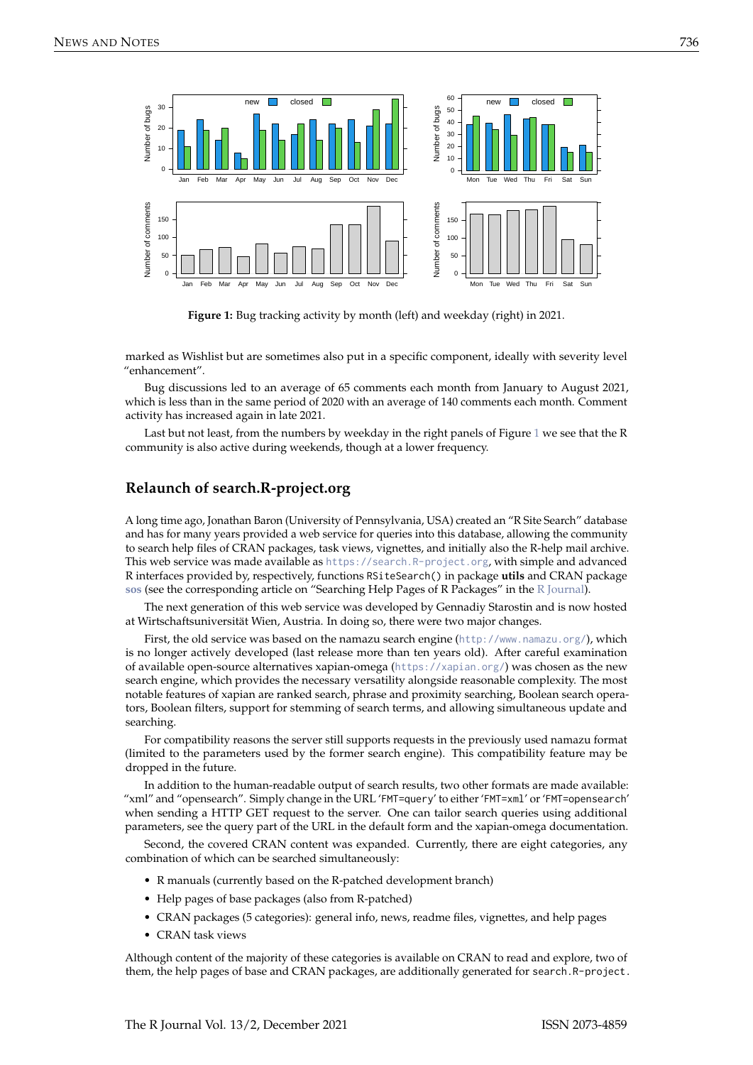**Figure 1:** Bug tracking activity by month (left) and weekday (right) in 2021.

marked as Wishlist but are sometimes also put in a specific component, ideally with severity level "enhancement".

Bug discussions led to an average of 65 comments each month from January to August 2021, which is less than in the same period of 2020 with an average of 140 comments each month. Comment activity has increased again in late 2021.

Last but not least, from the numbers by weekday in the right panels of Figure 1 we see that the R community is also active during weekends, though at a lower frequency.

## Relaunch of search.R-project.org

A long time ago, Jonathan Baron (University of Pennsylvania, USA) created an "R Site Search" database and has for many years provided a web service for queries into this database, allowing the community to search help files of CRAN packages, task views, vignettes, and initially also the R-help mail archive. This web service was made available as https://search.R-project.org, with simple and advanced R interfaces provided by, respectively, functions `RSiteSearch()` in package **utils** and CRAN package **sos** (see the corresponding article on "Searching Help Pages of R Packages" in the R Journal).

The next generation of this web service was developed by Gennadiy Starostin and is now hosted at Wirtschaftsuniversität Wien, Austria. In doing so, there were two major changes.

First, the old service was based on the namazu search engine (http://www.namazu.org/), which is no longer actively developed (last release more than ten years old). After careful examination of available open-source alternatives xapian-omega (https://xapian.org/) was chosen as the new search engine, which provides the necessary versatility alongside reasonable complexity. The most notable features of xapian are ranked search, phrase and proximity searching, Boolean search operators, Boolean filters, support for stemming of search terms, and allowing simultaneous update and searching.

For compatibility reasons the server still supports requests in the previously used namazu format (limited to the parameters used by the former search engine). This compatibility feature may be dropped in the future.

In addition to the human-readable output of search results, two other formats are made available: "xml" and "opensearch". Simply change in the URL '`FMT=query`' to either '`FMT=xml`' or '`FMT=opensearch`' when sending a HTTP GET request to the server. One can tailor search queries using additional parameters, see the query part of the URL in the default form and the xapian-omega documentation.

Second, the covered CRAN content was expanded. Currently, there are eight categories, any combination of which can be searched simultaneously:

- R manuals (currently based on the R-patched development branch)
- Help pages of base packages (also from R-patched)
- CRAN packages (5 categories): general info, news, readme files, vignettes, and help pages
- CRAN task views

Although content of the majority of these categories is available on CRAN to read and explore, two of them, the help pages of base and CRAN packages, are additionally generated for `search.R-project.`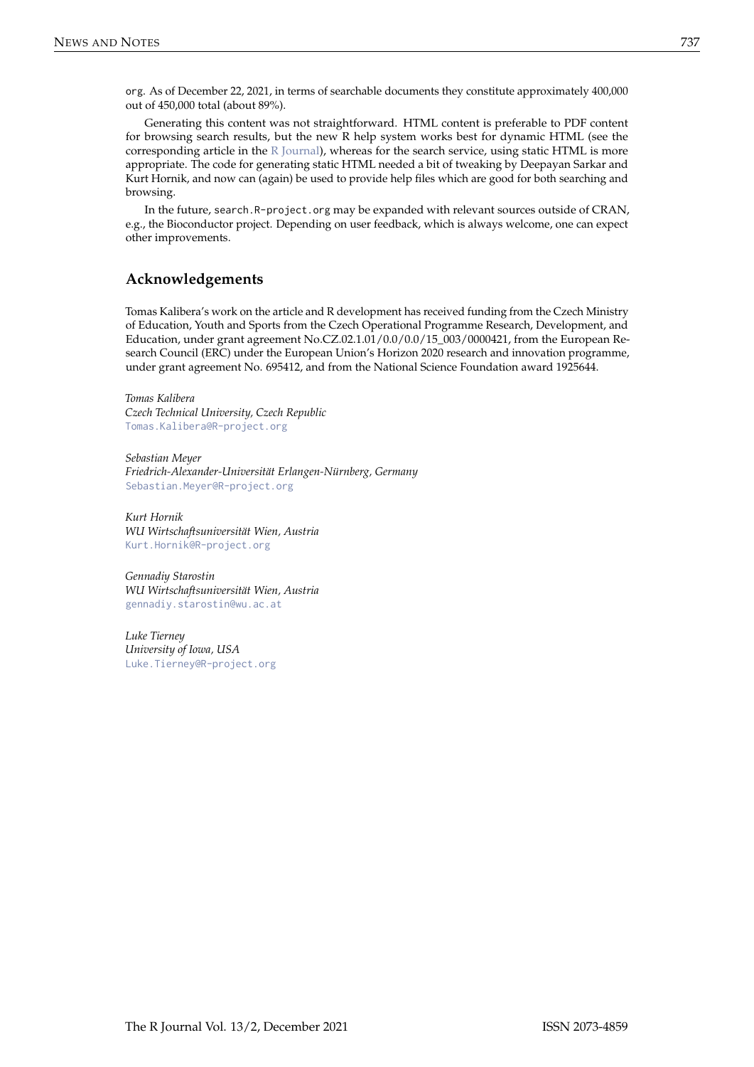org. As of December 22, 2021, in terms of searchable documents they constitute approximately 400,000 out of 450,000 total (about 89%).

Generating this content was not straightforward. HTML content is preferable to PDF content for browsing search results, but the new R help system works best for dynamic HTML (see the corresponding article in the R Journal), whereas for the search service, using static HTML is more appropriate. The code for generating static HTML needed a bit of tweaking by Deepayan Sarkar and Kurt Hornik, and now can (again) be used to provide help files which are good for both searching and browsing.

In the future, search.R-project.org may be expanded with relevant sources outside of CRAN, e.g., the Bioconductor project. Depending on user feedback, which is always welcome, one can expect other improvements.

## Acknowledgements

Tomas Kalibera's work on the article and R development has received funding from the Czech Ministry of Education, Youth and Sports from the Czech Operational Programme Research, Development, and Education, under grant agreement No.CZ.02.1.01/0.0/0.0/15_003/0000421, from the European Research Council (ERC) under the European Union's Horizon 2020 research and innovation programme, under grant agreement No. 695412, and from the National Science Foundation award 1925644.

*Tomas Kalibera*
*Czech Technical University, Czech Republic*
Tomas.Kalibera@R-project.org

*Sebastian Meyer*
*Friedrich-Alexander-Universität Erlangen-Nürnberg, Germany*
Sebastian.Meyer@R-project.org

*Kurt Hornik*
*WU Wirtschaftsuniversität Wien, Austria*
Kurt.Hornik@R-project.org

*Gennadiy Starostin*
*WU Wirtschaftsuniversität Wien, Austria*
gennadiy.starostin@wu.ac.at

*Luke Tierney*
*University of Iowa, USA*
Luke.Tierney@R-project.org